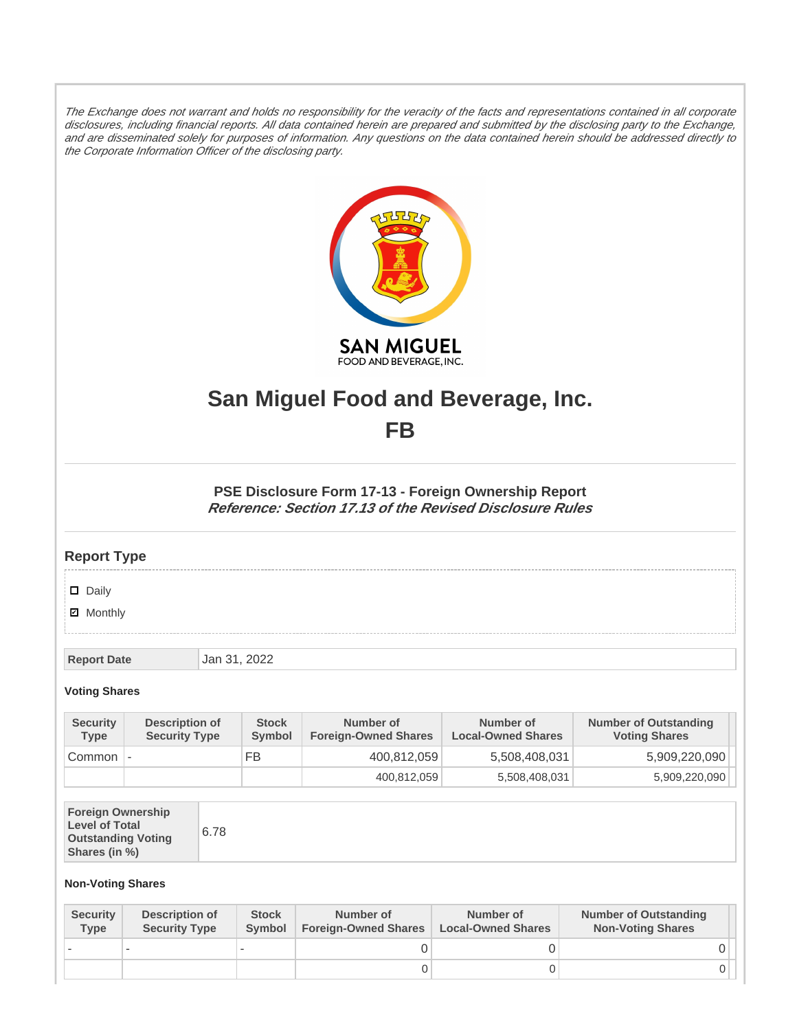*The Exchange does not warrant and holds no responsibility for the veracity of the facts and representations contained in all corporate disclosures, including financial reports. All data contained herein are prepared and submitted by the disclosing party to the Exchange, and are disseminated solely for purposes of information. Any questions on the data contained herein should be addressed directly to the Corporate Information Officer of the disclosing party.*

# San Miguel Food and Beverage, Inc.

# FB

### PSE Disclosure Form 17-13 - Foreign Ownership Report

***Reference: Section 17.13 of the Revised Disclosure Rules***

## Report Type

- ☐ Daily
- ☑ Monthly

| Report Date | Jan 31, 2022 |
|---|---|

**Voting Shares**

| Security Type | Description of Security Type | Stock Symbol | Number of Foreign-Owned Shares | Number of Local-Owned Shares | Number of Outstanding Voting Shares |
|---|---|---|---|---|---|
| Common | - | FB | 400,812,059 | 5,508,408,031 | 5,909,220,090 |
| | | | 400,812,059 | 5,508,408,031 | 5,909,220,090 |

| Foreign Ownership Level of Total Outstanding Voting Shares (in %) | 6.78 |
|---|---|

**Non-Voting Shares**

| Security Type | Description of Security Type | Stock Symbol | Number of Foreign-Owned Shares | Number of Local-Owned Shares | Number of Outstanding Non-Voting Shares |
|---|---|---|---|---|---|
| - | - | - | 0 | 0 | 0 |
| | | | 0 | 0 | 0 |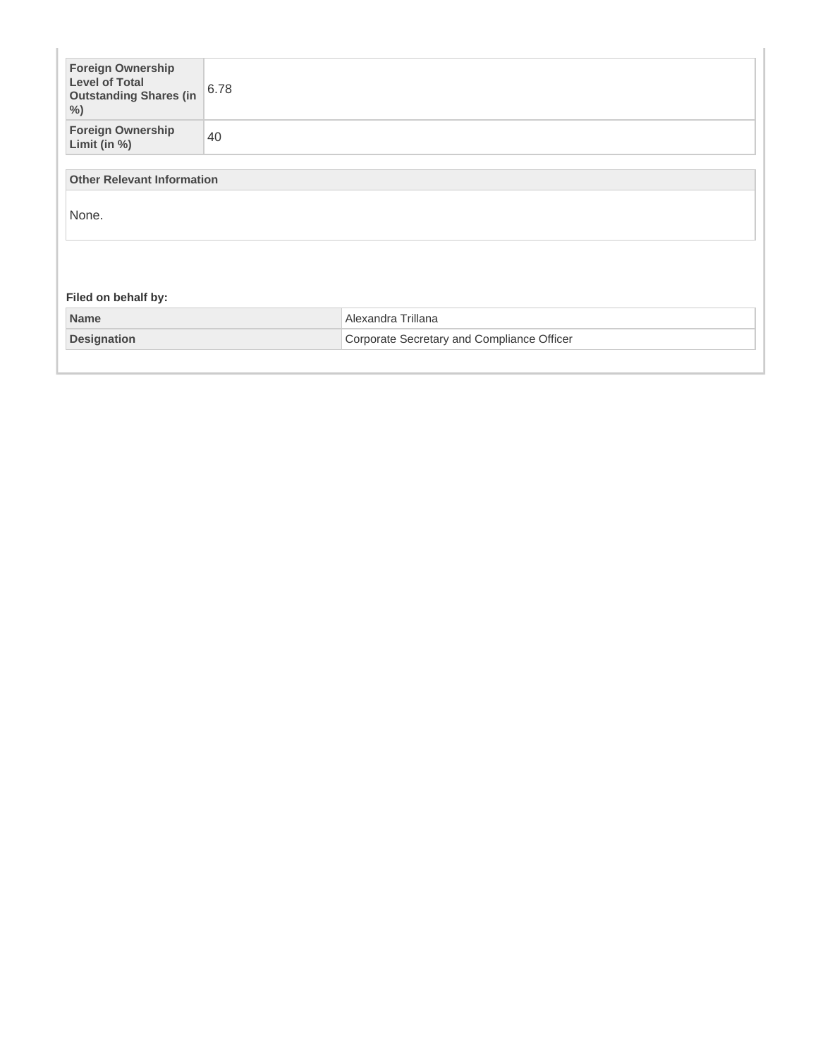| | |
|---|---|
| **Foreign Ownership Level of Total Outstanding Shares (in %)** | 6.78 |
| **Foreign Ownership Limit (in %)** | 40 |

| **Other Relevant Information** |
|---|
| None. |

**Filed on behalf by:**

| | |
|---|---|
| **Name** | Alexandra Trillana |
| **Designation** | Corporate Secretary and Compliance Officer |